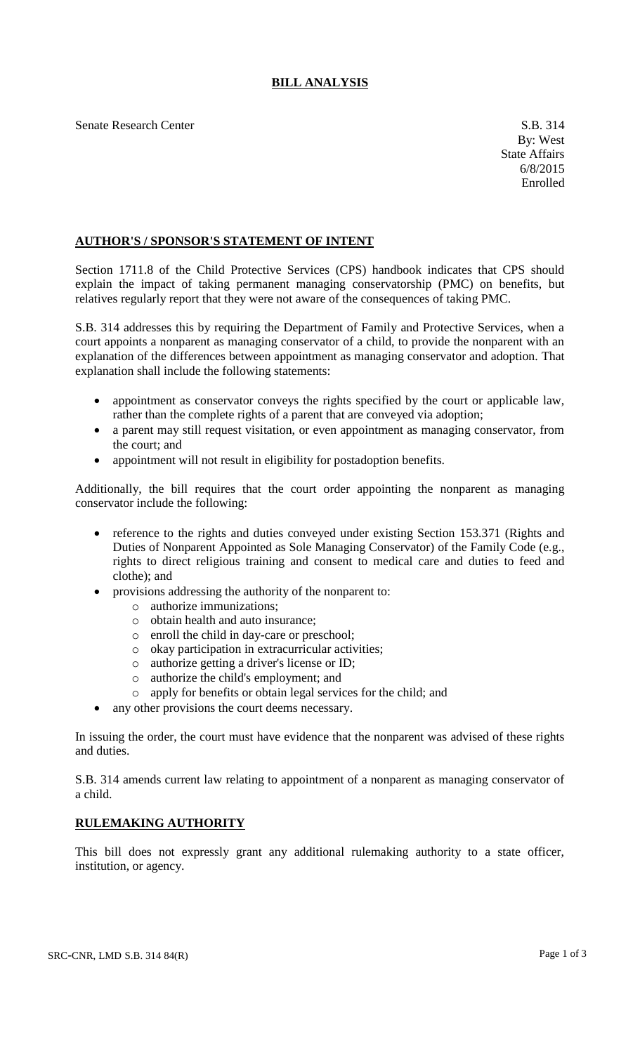## BILL ANALYSIS

Senate Research Center

S.B. 314
By: West
State Affairs
6/8/2015
Enrolled

### AUTHOR'S / SPONSOR'S STATEMENT OF INTENT

Section 1711.8 of the Child Protective Services (CPS) handbook indicates that CPS should explain the impact of taking permanent managing conservatorship (PMC) on benefits, but relatives regularly report that they were not aware of the consequences of taking PMC.

S.B. 314 addresses this by requiring the Department of Family and Protective Services, when a court appoints a nonparent as managing conservator of a child, to provide the nonparent with an explanation of the differences between appointment as managing conservator and adoption. That explanation shall include the following statements:

- appointment as conservator conveys the rights specified by the court or applicable law, rather than the complete rights of a parent that are conveyed via adoption;
- a parent may still request visitation, or even appointment as managing conservator, from the court; and
- appointment will not result in eligibility for postadoption benefits.

Additionally, the bill requires that the court order appointing the nonparent as managing conservator include the following:

- reference to the rights and duties conveyed under existing Section 153.371 (Rights and Duties of Nonparent Appointed as Sole Managing Conservator) of the Family Code (e.g., rights to direct religious training and consent to medical care and duties to feed and clothe); and
- provisions addressing the authority of the nonparent to:
  - authorize immunizations;
  - obtain health and auto insurance;
  - enroll the child in day-care or preschool;
  - okay participation in extracurricular activities;
  - authorize getting a driver's license or ID;
  - authorize the child's employment; and
  - apply for benefits or obtain legal services for the child; and
- any other provisions the court deems necessary.

In issuing the order, the court must have evidence that the nonparent was advised of these rights and duties.

S.B. 314 amends current law relating to appointment of a nonparent as managing conservator of a child.

### RULEMAKING AUTHORITY

This bill does not expressly grant any additional rulemaking authority to a state officer, institution, or agency.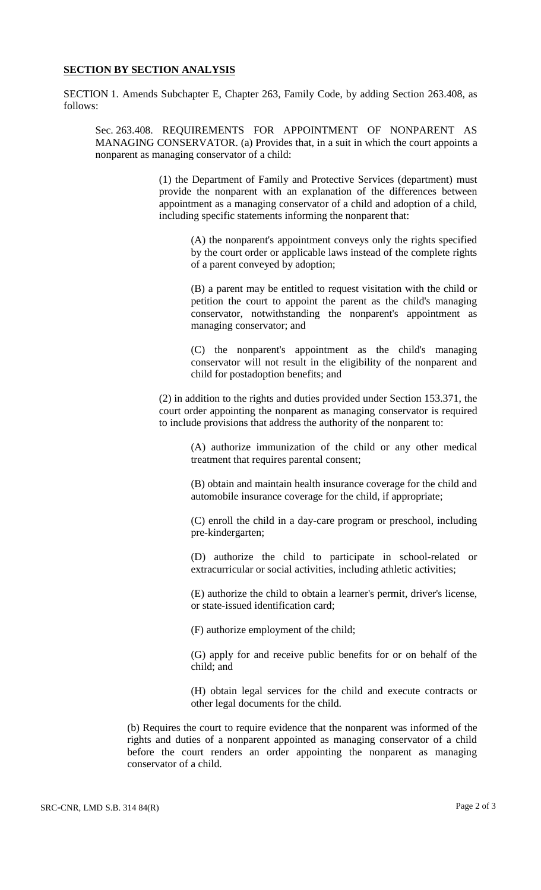**SECTION BY SECTION ANALYSIS**

SECTION 1. Amends Subchapter E, Chapter 263, Family Code, by adding Section 263.408, as follows:

Sec. 263.408. REQUIREMENTS FOR APPOINTMENT OF NONPARENT AS MANAGING CONSERVATOR. (a) Provides that, in a suit in which the court appoints a nonparent as managing conservator of a child:

(1) the Department of Family and Protective Services (department) must provide the nonparent with an explanation of the differences between appointment as a managing conservator of a child and adoption of a child, including specific statements informing the nonparent that:

(A) the nonparent's appointment conveys only the rights specified by the court order or applicable laws instead of the complete rights of a parent conveyed by adoption;

(B) a parent may be entitled to request visitation with the child or petition the court to appoint the parent as the child's managing conservator, notwithstanding the nonparent's appointment as managing conservator; and

(C) the nonparent's appointment as the child's managing conservator will not result in the eligibility of the nonparent and child for postadoption benefits; and

(2) in addition to the rights and duties provided under Section 153.371, the court order appointing the nonparent as managing conservator is required to include provisions that address the authority of the nonparent to:

(A) authorize immunization of the child or any other medical treatment that requires parental consent;

(B) obtain and maintain health insurance coverage for the child and automobile insurance coverage for the child, if appropriate;

(C) enroll the child in a day-care program or preschool, including pre-kindergarten;

(D) authorize the child to participate in school-related or extracurricular or social activities, including athletic activities;

(E) authorize the child to obtain a learner's permit, driver's license, or state-issued identification card;

(F) authorize employment of the child;

(G) apply for and receive public benefits for or on behalf of the child; and

(H) obtain legal services for the child and execute contracts or other legal documents for the child.

(b) Requires the court to require evidence that the nonparent was informed of the rights and duties of a nonparent appointed as managing conservator of a child before the court renders an order appointing the nonparent as managing conservator of a child.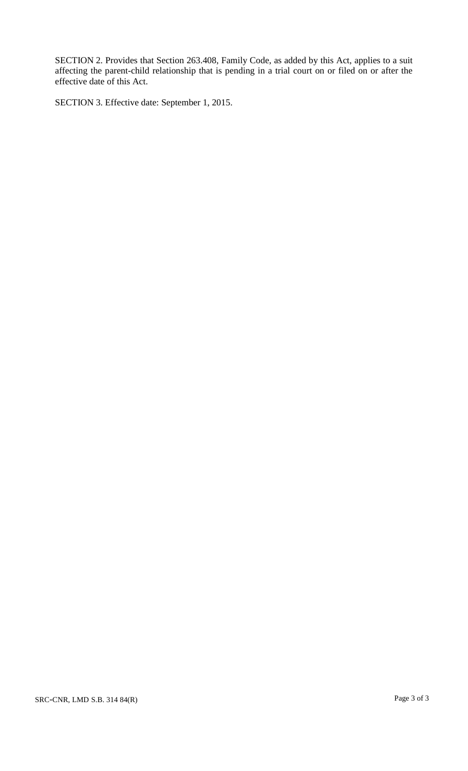SECTION 2. Provides that Section 263.408, Family Code, as added by this Act, applies to a suit affecting the parent-child relationship that is pending in a trial court on or filed on or after the effective date of this Act.

SECTION 3. Effective date: September 1, 2015.